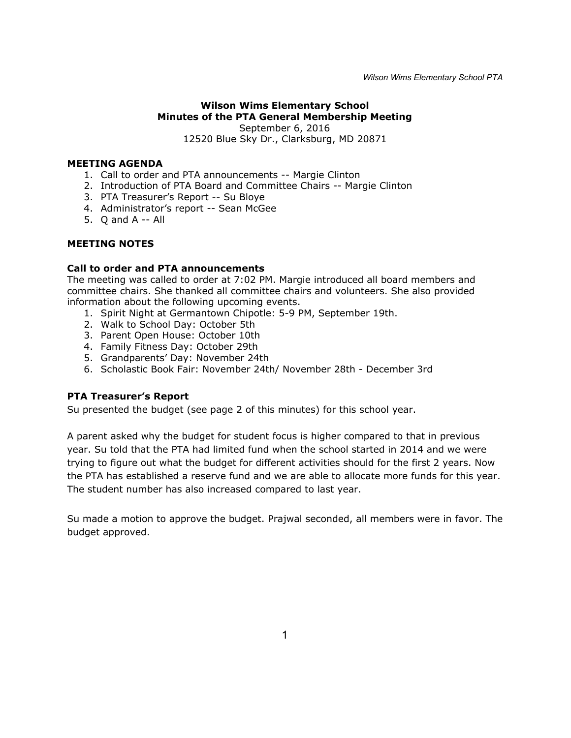# Wilson Wims Elementary School

## Minutes of the PTA General Membership Meeting

September 6, 2016

12520 Blue Sky Dr., Clarksburg, MD 20871

### MEETING AGENDA

1. Call to order and PTA announcements -- Margie Clinton
2. Introduction of PTA Board and Committee Chairs -- Margie Clinton
3. PTA Treasurer's Report -- Su Bloye
4. Administrator's report -- Sean McGee
5. Q and A -- All

### MEETING NOTES

#### Call to order and PTA announcements

The meeting was called to order at 7:02 PM. Margie introduced all board members and committee chairs. She thanked all committee chairs and volunteers. She also provided information about the following upcoming events.

1. Spirit Night at Germantown Chipotle: 5-9 PM, September 19th.
2. Walk to School Day: October 5th
3. Parent Open House: October 10th
4. Family Fitness Day: October 29th
5. Grandparents' Day: November 24th
6. Scholastic Book Fair: November 24th/ November 28th - December 3rd

#### PTA Treasurer's Report

Su presented the budget (see page 2 of this minutes) for this school year.

A parent asked why the budget for student focus is higher compared to that in previous year. Su told that the PTA had limited fund when the school started in 2014 and we were trying to figure out what the budget for different activities should for the first 2 years. Now the PTA has established a reserve fund and we are able to allocate more funds for this year. The student number has also increased compared to last year.

Su made a motion to approve the budget. Prajwal seconded, all members were in favor. The budget approved.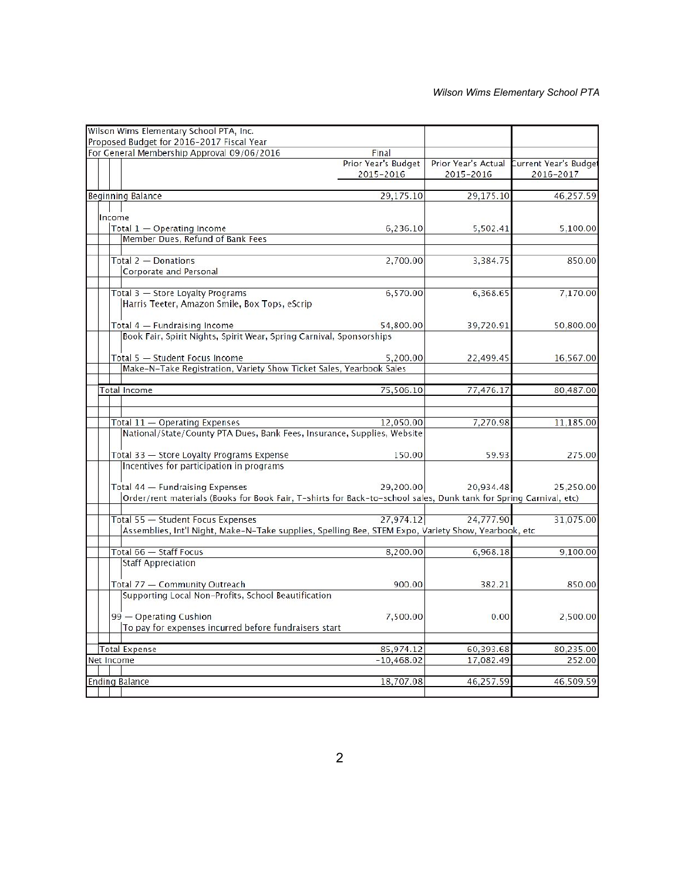| Wilson Wims Elementary School PTA, Inc. Proposed Budget for 2016-2017 Fiscal Year For General Membership Approval 09/06/2016 | Final Prior Year's Budget 2015-2016 | Prior Year's Actual 2015-2016 | Current Year's Budget 2016-2017 |
|---|---|---|---|
| Beginning Balance | 29,175.10 | 29,175.10 | 46,257.59 |
| Income | | | |
| Total 1 — Operating Income | 6,236.10 | 5,502.41 | 5,100.00 |
| Member Dues, Refund of Bank Fees | | | |
| Total 2 — Donations | 2,700.00 | 3,384.75 | 850.00 |
| Corporate and Personal | | | |
| Total 3 — Store Loyalty Programs | 6,570.00 | 6,368.65 | 7,170.00 |
| Harris Teeter, Amazon Smile, Box Tops, eScrip | | | |
| Total 4 — Fundraising Income | 54,800.00 | 39,720.91 | 50,800.00 |
| Book Fair, Spirit Nights, Spirit Wear, Spring Carnival, Sponsorships | | | |
| Total 5 — Student Focus Income | 5,200.00 | 22,499.45 | 16,567.00 |
| Make-N-Take Registration, Variety Show Ticket Sales, Yearbook Sales | | | |
| Total Income | 75,506.10 | 77,476.17 | 80,487.00 |
| Total 11 — Operating Expenses | 12,050.00 | 7,270.98 | 11,185.00 |
| National/State/County PTA Dues, Bank Fees, Insurance, Supplies, Website | | | |
| Total 33 — Store Loyalty Programs Expense | 150.00 | 59.93 | 275.00 |
| Incentives for participation in programs | | | |
| Total 44 — Fundraising Expenses | 29,200.00 | 20,934.48 | 25,250.00 |
| Order/rent materials (Books for Book Fair, T-shirts for Back-to-school sales, Dunk tank for Spring Carnival, etc) | | | |
| Total 55 — Student Focus Expenses | 27,974.12 | 24,777.90 | 31,075.00 |
| Assemblies, Int'l Night, Make-N-Take supplies, Spelling Bee, STEM Expo, Variety Show, Yearbook, etc | | | |
| Total 66 — Staff Focus | 8,200.00 | 6,968.18 | 9,100.00 |
| Staff Appreciation | | | |
| Total 77 — Community Outreach | 900.00 | 382.21 | 850.00 |
| Supporting Local Non-Profits, School Beautification | | | |
| 99 — Operating Cushion | 7,500.00 | 0.00 | 2,500.00 |
| To pay for expenses incurred before fundraisers start | | | |
| Total Expense | 85,974.12 | 60,393.68 | 80,235.00 |
| Net Income | -10,468.02 | 17,082.49 | 252.00 |
| Ending Balance | 18,707.08 | 46,257.59 | 46,509.59 |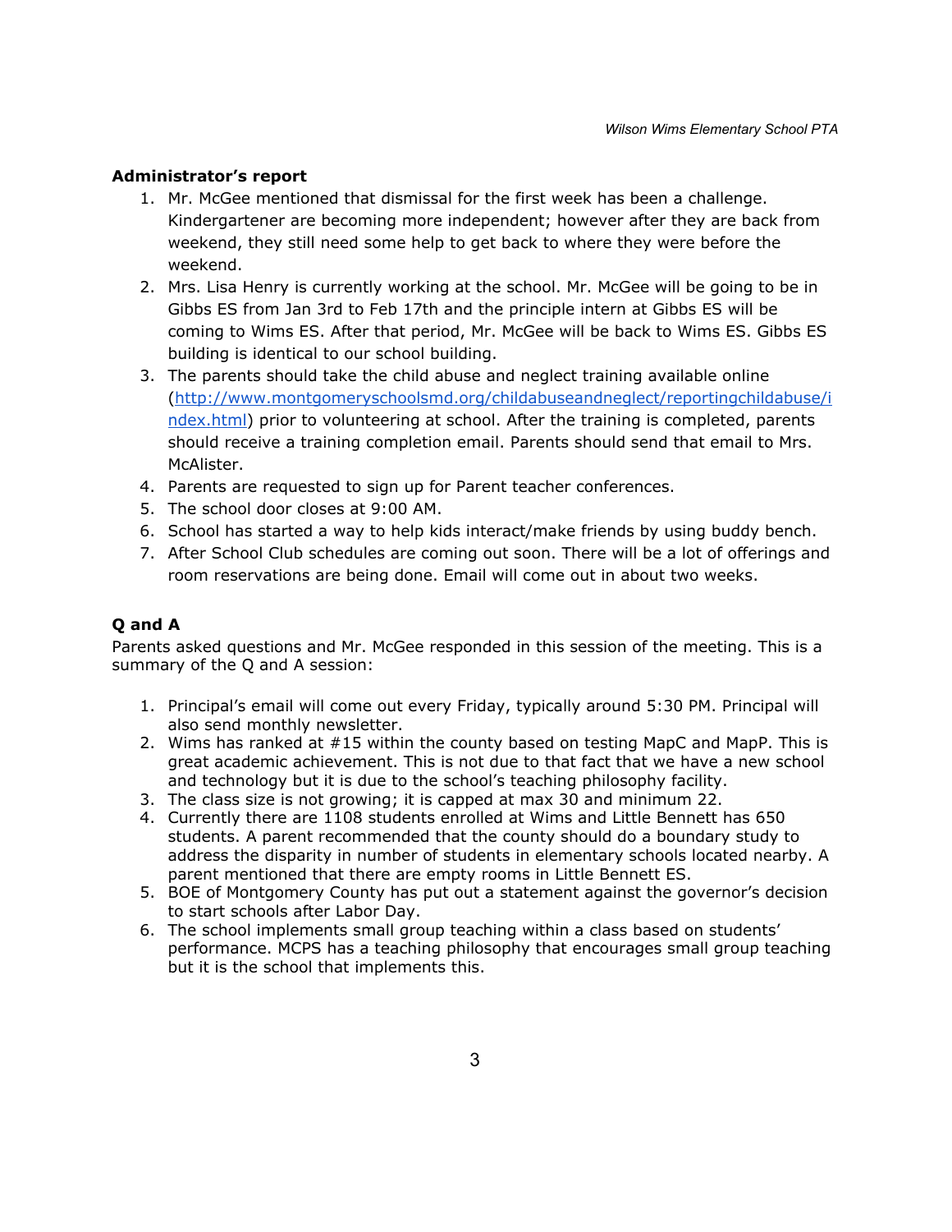**Administrator's report**

1. Mr. McGee mentioned that dismissal for the first week has been a challenge. Kindergartener are becoming more independent; however after they are back from weekend, they still need some help to get back to where they were before the weekend.
2. Mrs. Lisa Henry is currently working at the school. Mr. McGee will be going to be in Gibbs ES from Jan 3rd to Feb 17th and the principle intern at Gibbs ES will be coming to Wims ES. After that period, Mr. McGee will be back to Wims ES. Gibbs ES building is identical to our school building.
3. The parents should take the child abuse and neglect training available online (http://www.montgomeryschoolsmd.org/childabuseandneglect/reportingchildabuse/index.html) prior to volunteering at school. After the training is completed, parents should receive a training completion email. Parents should send that email to Mrs. McAlister.
4. Parents are requested to sign up for Parent teacher conferences.
5. The school door closes at 9:00 AM.
6. School has started a way to help kids interact/make friends by using buddy bench.
7. After School Club schedules are coming out soon. There will be a lot of offerings and room reservations are being done. Email will come out in about two weeks.

**Q and A**

Parents asked questions and Mr. McGee responded in this session of the meeting. This is a summary of the Q and A session:

1. Principal's email will come out every Friday, typically around 5:30 PM. Principal will also send monthly newsletter.
2. Wims has ranked at #15 within the county based on testing MapC and MapP. This is great academic achievement. This is not due to that fact that we have a new school and technology but it is due to the school's teaching philosophy facility.
3. The class size is not growing; it is capped at max 30 and minimum 22.
4. Currently there are 1108 students enrolled at Wims and Little Bennett has 650 students. A parent recommended that the county should do a boundary study to address the disparity in number of students in elementary schools located nearby. A parent mentioned that there are empty rooms in Little Bennett ES.
5. BOE of Montgomery County has put out a statement against the governor's decision to start schools after Labor Day.
6. The school implements small group teaching within a class based on students' performance. MCPS has a teaching philosophy that encourages small group teaching but it is the school that implements this.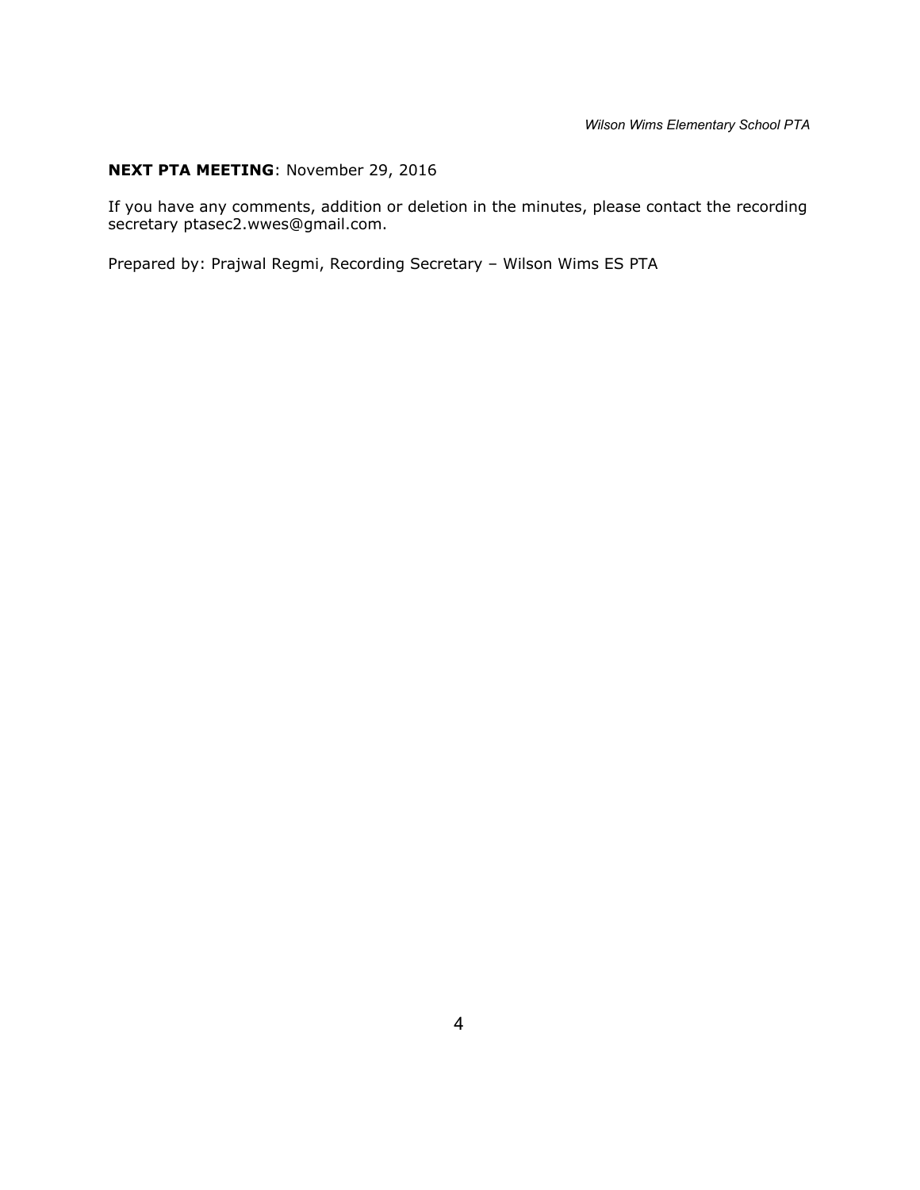**NEXT PTA MEETING**: November 29, 2016

If you have any comments, addition or deletion in the minutes, please contact the recording secretary ptasec2.wwes@gmail.com.

Prepared by: Prajwal Regmi, Recording Secretary – Wilson Wims ES PTA